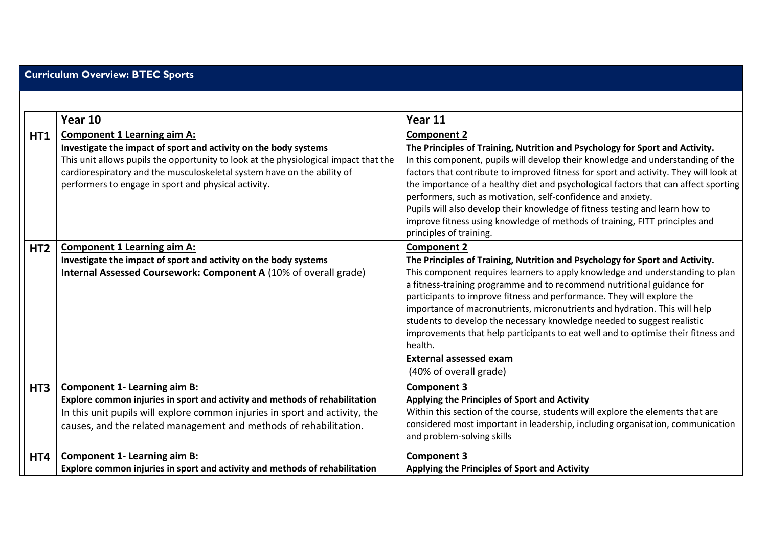## Curriculum Overview: BTEC Sports

| | Year 10 | Year 11 |
|---|---|---|
| **HT1** | <u>**Component 1 Learning aim A:**</u><br>**Investigate the impact of sport and activity on the body systems**<br>This unit allows pupils the opportunity to look at the physiological impact that the cardiorespiratory and the musculoskeletal system have on the ability of performers to engage in sport and physical activity. | <u>**Component 2**</u><br>**The Principles of Training, Nutrition and Psychology for Sport and Activity.**<br>In this component, pupils will develop their knowledge and understanding of the factors that contribute to improved fitness for sport and activity. They will look at the importance of a healthy diet and psychological factors that can affect sporting performers, such as motivation, self-confidence and anxiety.<br>Pupils will also develop their knowledge of fitness testing and learn how to improve fitness using knowledge of methods of training, FITT principles and principles of training. |
| **HT2** | <u>**Component 1 Learning aim A:**</u><br>**Investigate the impact of sport and activity on the body systems**<br>**Internal Assessed Coursework: Component A** (10% of overall grade) | <u>**Component 2**</u><br>**The Principles of Training, Nutrition and Psychology for Sport and Activity.**<br>This component requires learners to apply knowledge and understanding to plan a fitness-training programme and to recommend nutritional guidance for participants to improve fitness and performance. They will explore the importance of macronutrients, micronutrients and hydration. This will help students to develop the necessary knowledge needed to suggest realistic improvements that help participants to eat well and to optimise their fitness and health.<br>**External assessed exam**<br>(40% of overall grade) |
| **HT3** | <u>**Component 1- Learning aim B:**</u><br>**Explore common injuries in sport and activity and methods of rehabilitation**<br>In this unit pupils will explore common injuries in sport and activity, the causes, and the related management and methods of rehabilitation. | <u>**Component 3**</u><br>**Applying the Principles of Sport and Activity**<br>Within this section of the course, students will explore the elements that are considered most important in leadership, including organisation, communication and problem-solving skills |
| **HT4** | <u>**Component 1- Learning aim B:**</u><br>**Explore common injuries in sport and activity and methods of rehabilitation** | <u>**Component 3**</u><br>**Applying the Principles of Sport and Activity** |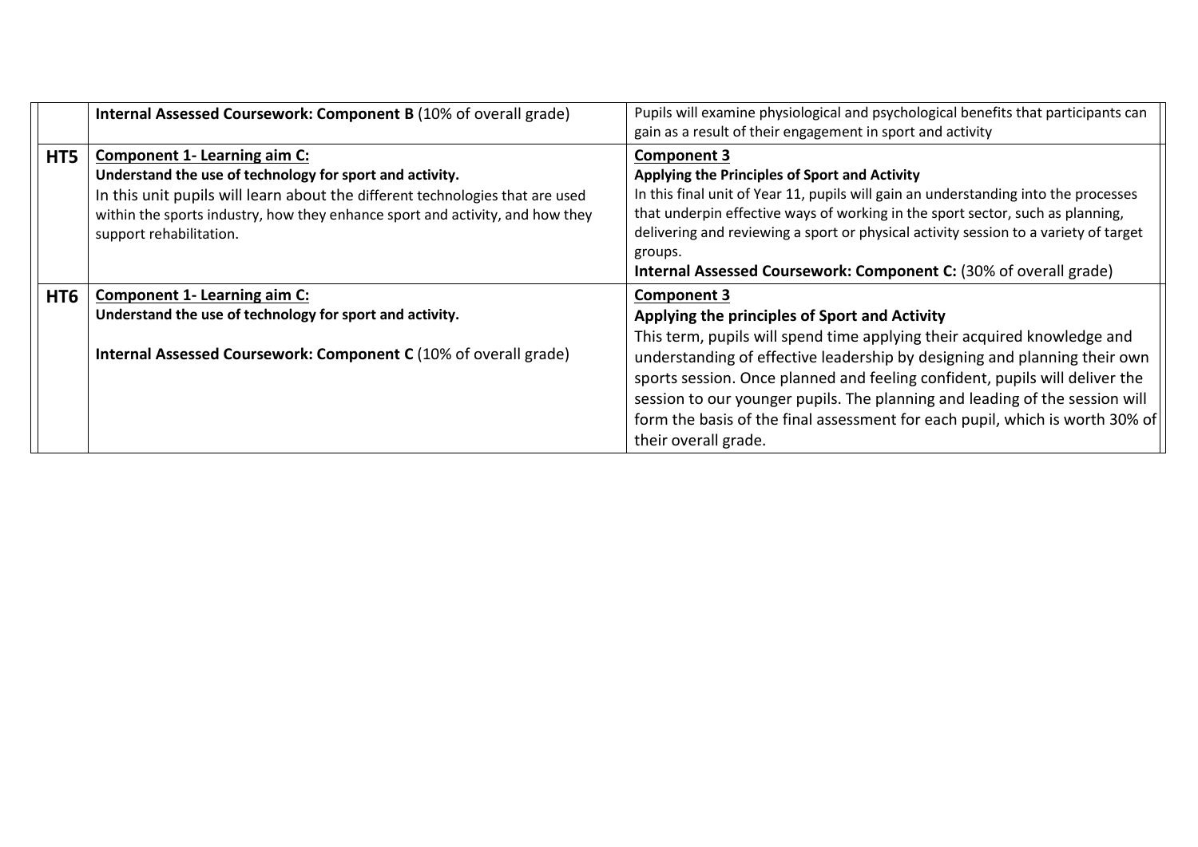| | | |
|---|---|---|
| | **Internal Assessed Coursework: Component B** (10% of overall grade) | Pupils will examine physiological and psychological benefits that participants can gain as a result of their engagement in sport and activity |
| **HT5** | **Component 1- Learning aim C:**<br>**Understand the use of technology for sport and activity.**<br>In this unit pupils will learn about the different technologies that are used within the sports industry, how they enhance sport and activity, and how they support rehabilitation. | **Component 3**<br>**Applying the Principles of Sport and Activity**<br>In this final unit of Year 11, pupils will gain an understanding into the processes that underpin effective ways of working in the sport sector, such as planning, delivering and reviewing a sport or physical activity session to a variety of target groups.<br>**Internal Assessed Coursework: Component C:** (30% of overall grade) |
| **HT6** | **Component 1- Learning aim C:**<br>**Understand the use of technology for sport and activity.**<br><br>**Internal Assessed Coursework: Component C** (10% of overall grade) | **Component 3**<br>**Applying the principles of Sport and Activity**<br>This term, pupils will spend time applying their acquired knowledge and understanding of effective leadership by designing and planning their own sports session. Once planned and feeling confident, pupils will deliver the session to our younger pupils. The planning and leading of the session will form the basis of the final assessment for each pupil, which is worth 30% of their overall grade. |